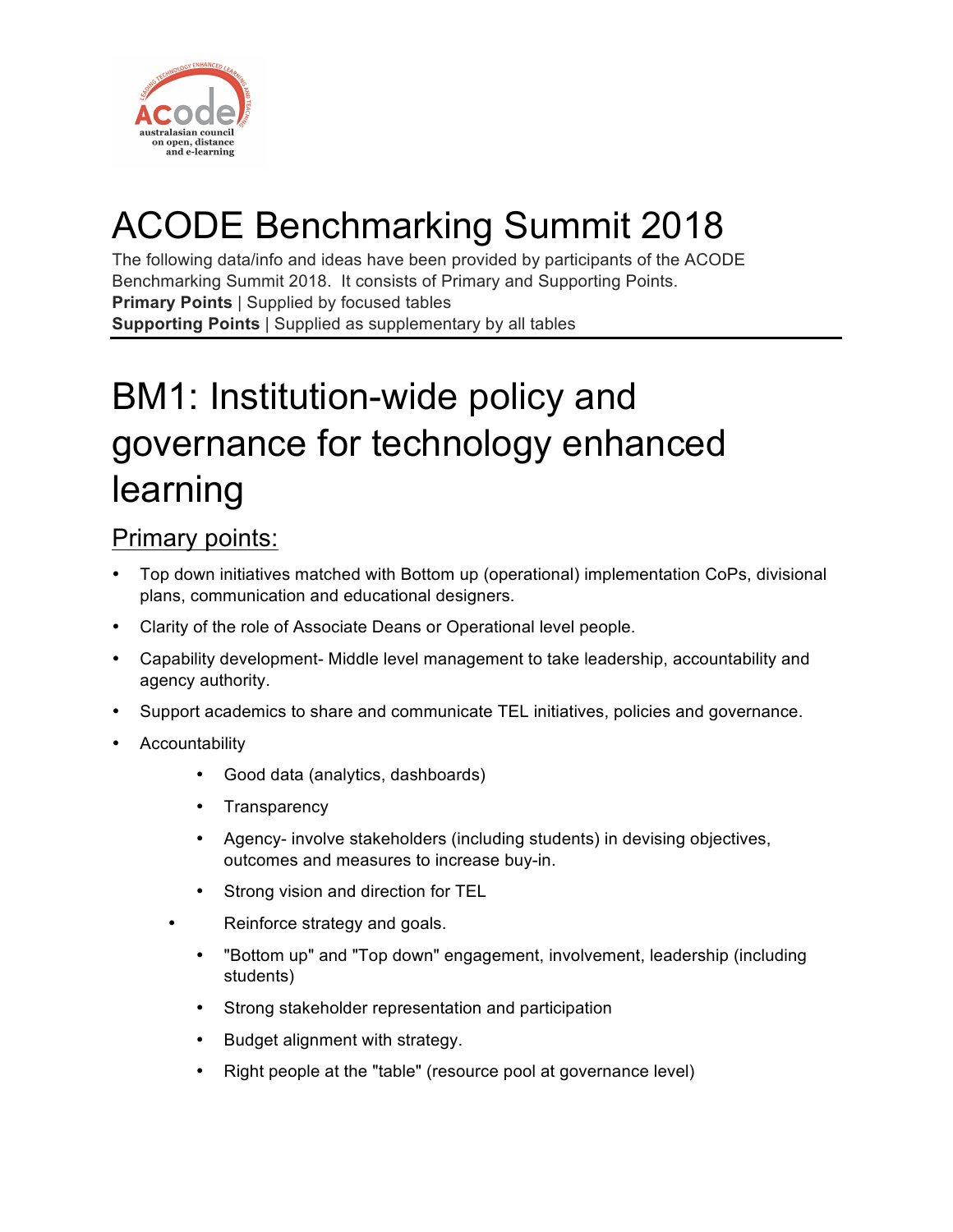# ACODE Benchmarking Summit 2018

The following data/info and ideas have been provided by participants of the ACODE Benchmarking Summit 2018. It consists of Primary and Supporting Points.
**Primary Points** | Supplied by focused tables
**Supporting Points** | Supplied as supplementary by all tables

---

# BM1: Institution-wide policy and governance for technology enhanced learning

## Primary points:

- Top down initiatives matched with Bottom up (operational) implementation CoPs, divisional plans, communication and educational designers.
- Clarity of the role of Associate Deans or Operational level people.
- Capability development- Middle level management to take leadership, accountability and agency authority.
- Support academics to share and communicate TEL initiatives, policies and governance.
- Accountability
    - Good data (analytics, dashboards)
    - Transparency
    - Agency- involve stakeholders (including students) in devising objectives, outcomes and measures to increase buy-in.
    - Strong vision and direction for TEL
- Reinforce strategy and goals.
    - "Bottom up" and "Top down" engagement, involvement, leadership (including students)
    - Strong stakeholder representation and participation
    - Budget alignment with strategy.
    - Right people at the "table" (resource pool at governance level)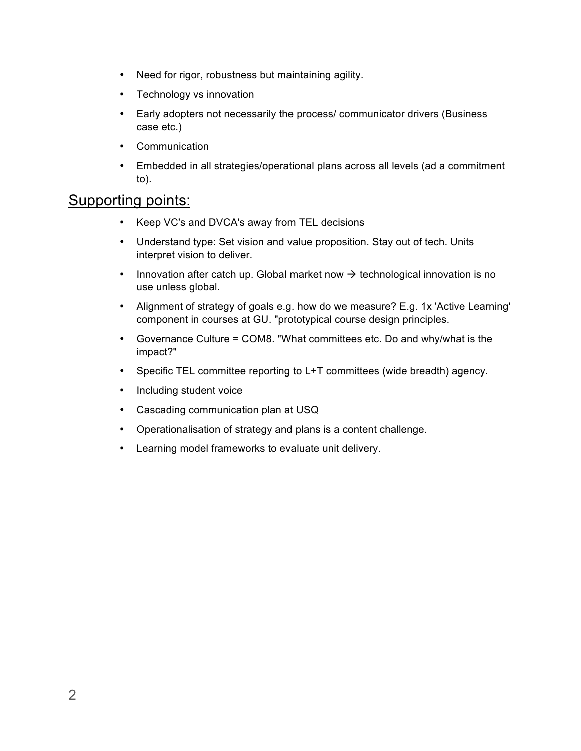- Need for rigor, robustness but maintaining agility.
- Technology vs innovation
- Early adopters not necessarily the process/ communicator drivers (Business case etc.)
- Communication
- Embedded in all strategies/operational plans across all levels (ad a commitment to).

## Supporting points:

- Keep VC's and DVCA's away from TEL decisions
- Understand type: Set vision and value proposition. Stay out of tech. Units interpret vision to deliver.
- Innovation after catch up. Global market now → technological innovation is no use unless global.
- Alignment of strategy of goals e.g. how do we measure? E.g. 1x 'Active Learning' component in courses at GU. "prototypical course design principles.
- Governance Culture = COM8. "What committees etc. Do and why/what is the impact?"
- Specific TEL committee reporting to L+T committees (wide breadth) agency.
- Including student voice
- Cascading communication plan at USQ
- Operationalisation of strategy and plans is a content challenge.
- Learning model frameworks to evaluate unit delivery.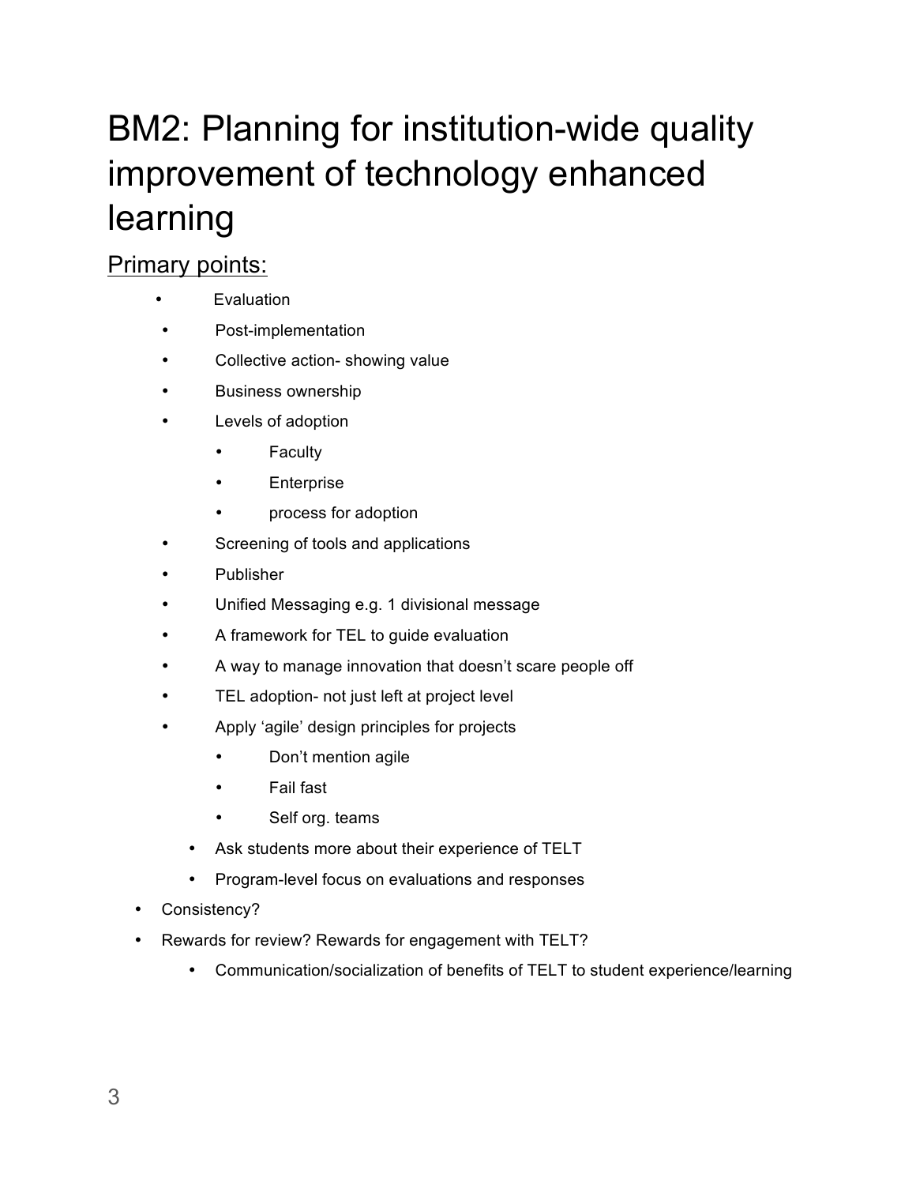# BM2: Planning for institution-wide quality improvement of technology enhanced learning

## Primary points:

- Evaluation
- Post-implementation
- Collective action- showing value
- Business ownership
- Levels of adoption
  - Faculty
  - Enterprise
  - process for adoption
- Screening of tools and applications
- Publisher
- Unified Messaging e.g. 1 divisional message
- A framework for TEL to guide evaluation
- A way to manage innovation that doesn't scare people off
- TEL adoption- not just left at project level
- Apply 'agile' design principles for projects
  - Don't mention agile
  - Fail fast
  - Self org. teams
- Ask students more about their experience of TELT
- Program-level focus on evaluations and responses
- Consistency?
- Rewards for review? Rewards for engagement with TELT?
  - Communication/socialization of benefits of TELT to student experience/learning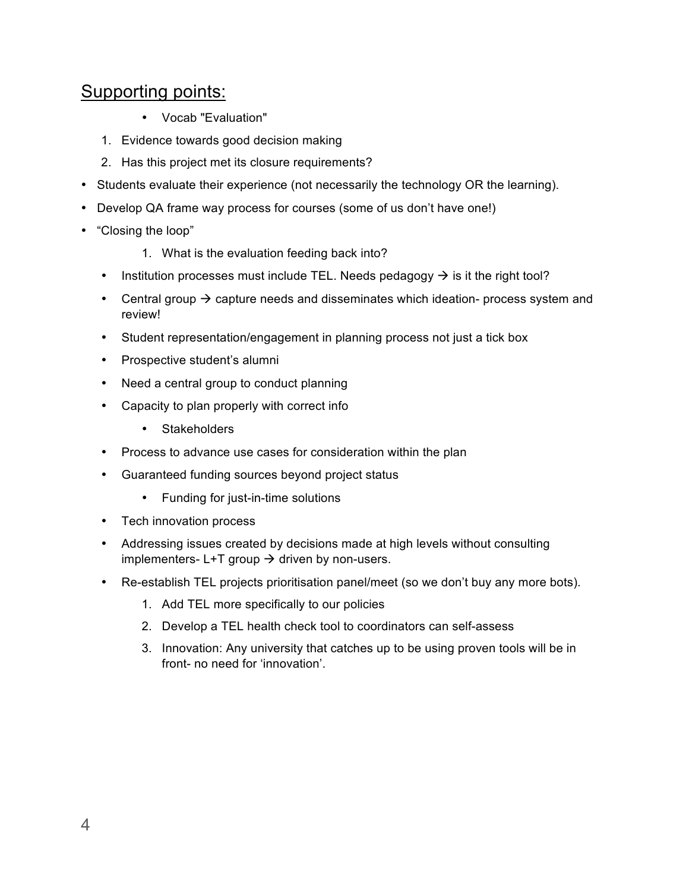## Supporting points:

- Vocab "Evaluation"

1. Evidence towards good decision making
2. Has this project met its closure requirements?

- Students evaluate their experience (not necessarily the technology OR the learning).
- Develop QA frame way process for courses (some of us don't have one!)
- "Closing the loop"
    1. What is the evaluation feeding back into?
  - Institution processes must include TEL. Needs pedagogy → is it the right tool?
  - Central group → capture needs and disseminates which ideation- process system and review!
  - Student representation/engagement in planning process not just a tick box
  - Prospective student's alumni
  - Need a central group to conduct planning
  - Capacity to plan properly with correct info
    - Stakeholders
  - Process to advance use cases for consideration within the plan
  - Guaranteed funding sources beyond project status
    - Funding for just-in-time solutions
  - Tech innovation process
  - Addressing issues created by decisions made at high levels without consulting implementers- L+T group → driven by non-users.
  - Re-establish TEL projects prioritisation panel/meet (so we don't buy any more bots).
    1. Add TEL more specifically to our policies
    2. Develop a TEL health check tool to coordinators can self-assess
    3. Innovation: Any university that catches up to be using proven tools will be in front- no need for 'innovation'.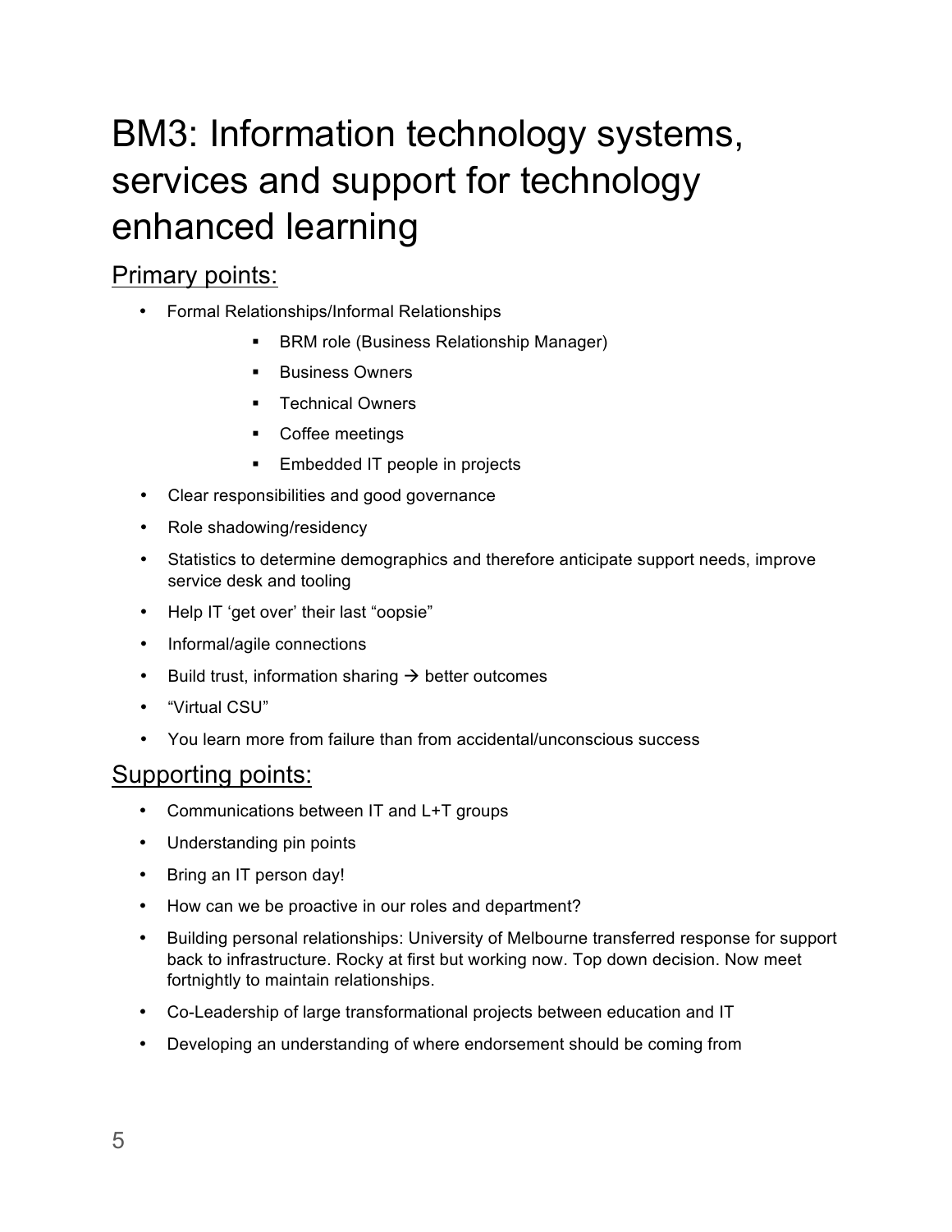# BM3: Information technology systems, services and support for technology enhanced learning

## Primary points:

- Formal Relationships/Informal Relationships
  - BRM role (Business Relationship Manager)
  - Business Owners
  - Technical Owners
  - Coffee meetings
  - Embedded IT people in projects
- Clear responsibilities and good governance
- Role shadowing/residency
- Statistics to determine demographics and therefore anticipate support needs, improve service desk and tooling
- Help IT 'get over' their last "oopsie"
- Informal/agile connections
- Build trust, information sharing → better outcomes
- "Virtual CSU"
- You learn more from failure than from accidental/unconscious success

## Supporting points:

- Communications between IT and L+T groups
- Understanding pin points
- Bring an IT person day!
- How can we be proactive in our roles and department?
- Building personal relationships: University of Melbourne transferred response for support back to infrastructure. Rocky at first but working now. Top down decision. Now meet fortnightly to maintain relationships.
- Co-Leadership of large transformational projects between education and IT
- Developing an understanding of where endorsement should be coming from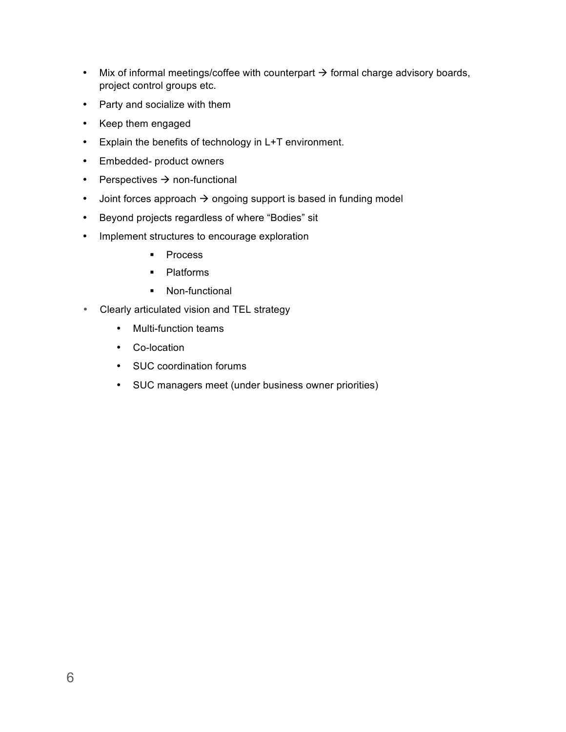- Mix of informal meetings/coffee with counterpart → formal charge advisory boards, project control groups etc.
- Party and socialize with them
- Keep them engaged
- Explain the benefits of technology in L+T environment.
- Embedded- product owners
- Perspectives → non-functional
- Joint forces approach → ongoing support is based in funding model
- Beyond projects regardless of where "Bodies" sit
- Implement structures to encourage exploration
    - Process
    - Platforms
    - Non-functional
- Clearly articulated vision and TEL strategy
    - Multi-function teams
    - Co-location
    - SUC coordination forums
    - SUC managers meet (under business owner priorities)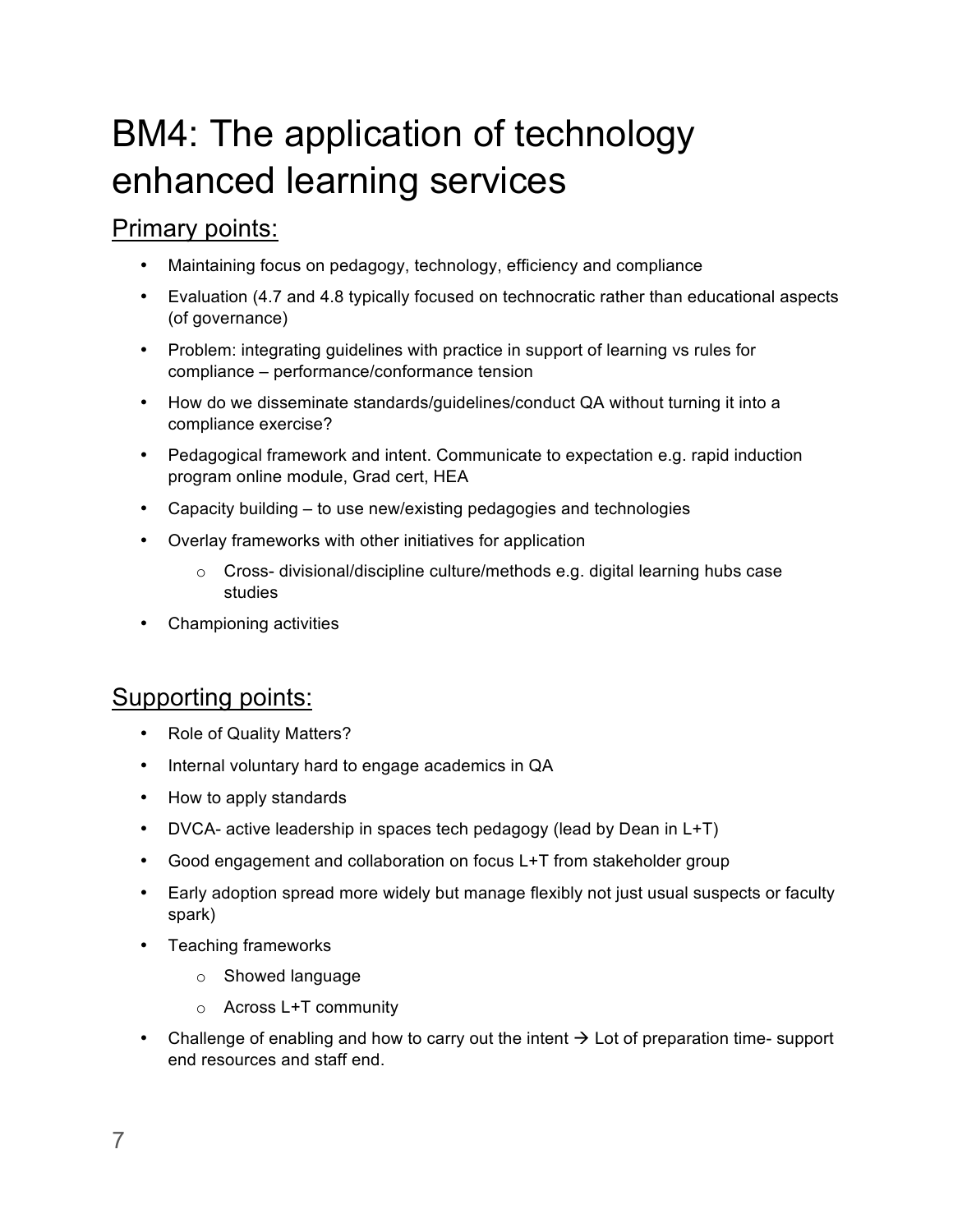# BM4: The application of technology enhanced learning services

## Primary points:

- Maintaining focus on pedagogy, technology, efficiency and compliance
- Evaluation (4.7 and 4.8 typically focused on technocratic rather than educational aspects (of governance)
- Problem: integrating guidelines with practice in support of learning vs rules for compliance – performance/conformance tension
- How do we disseminate standards/guidelines/conduct QA without turning it into a compliance exercise?
- Pedagogical framework and intent. Communicate to expectation e.g. rapid induction program online module, Grad cert, HEA
- Capacity building – to use new/existing pedagogies and technologies
- Overlay frameworks with other initiatives for application
  - Cross- divisional/discipline culture/methods e.g. digital learning hubs case studies
- Championing activities

## Supporting points:

- Role of Quality Matters?
- Internal voluntary hard to engage academics in QA
- How to apply standards
- DVCA- active leadership in spaces tech pedagogy (lead by Dean in L+T)
- Good engagement and collaboration on focus L+T from stakeholder group
- Early adoption spread more widely but manage flexibly not just usual suspects or faculty spark)
- Teaching frameworks
  - Showed language
  - Across L+T community
- Challenge of enabling and how to carry out the intent → Lot of preparation time- support end resources and staff end.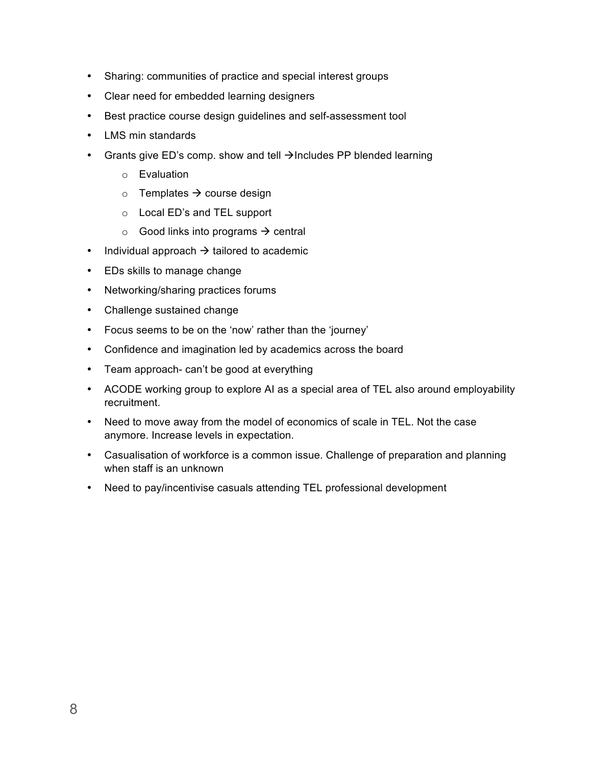- Sharing: communities of practice and special interest groups
- Clear need for embedded learning designers
- Best practice course design guidelines and self-assessment tool
- LMS min standards
- Grants give ED's comp. show and tell →Includes PP blended learning
    - Evaluation
    - Templates → course design
    - Local ED's and TEL support
    - Good links into programs → central
- Individual approach → tailored to academic
- EDs skills to manage change
- Networking/sharing practices forums
- Challenge sustained change
- Focus seems to be on the 'now' rather than the 'journey'
- Confidence and imagination led by academics across the board
- Team approach- can't be good at everything
- ACODE working group to explore AI as a special area of TEL also around employability recruitment.
- Need to move away from the model of economics of scale in TEL. Not the case anymore. Increase levels in expectation.
- Casualisation of workforce is a common issue. Challenge of preparation and planning when staff is an unknown
- Need to pay/incentivise casuals attending TEL professional development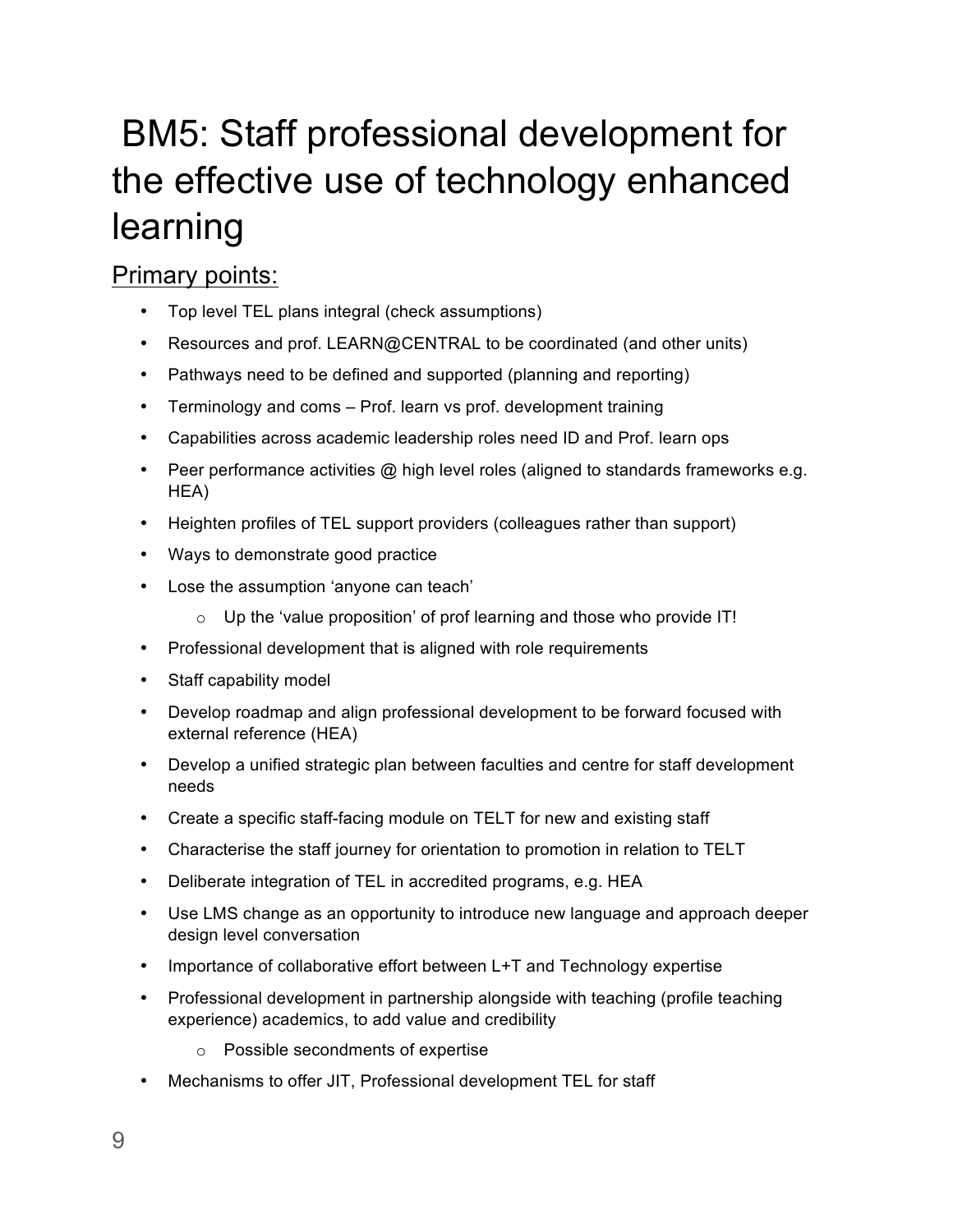# BM5: Staff professional development for the effective use of technology enhanced learning

## Primary points:

- Top level TEL plans integral (check assumptions)
- Resources and prof. LEARN@CENTRAL to be coordinated (and other units)
- Pathways need to be defined and supported (planning and reporting)
- Terminology and coms – Prof. learn vs prof. development training
- Capabilities across academic leadership roles need ID and Prof. learn ops
- Peer performance activities @ high level roles (aligned to standards frameworks e.g. HEA)
- Heighten profiles of TEL support providers (colleagues rather than support)
- Ways to demonstrate good practice
- Lose the assumption 'anyone can teach'
    - Up the 'value proposition' of prof learning and those who provide IT!
- Professional development that is aligned with role requirements
- Staff capability model
- Develop roadmap and align professional development to be forward focused with external reference (HEA)
- Develop a unified strategic plan between faculties and centre for staff development needs
- Create a specific staff-facing module on TELT for new and existing staff
- Characterise the staff journey for orientation to promotion in relation to TELT
- Deliberate integration of TEL in accredited programs, e.g. HEA
- Use LMS change as an opportunity to introduce new language and approach deeper design level conversation
- Importance of collaborative effort between L+T and Technology expertise
- Professional development in partnership alongside with teaching (profile teaching experience) academics, to add value and credibility
    - Possible secondments of expertise
- Mechanisms to offer JIT, Professional development TEL for staff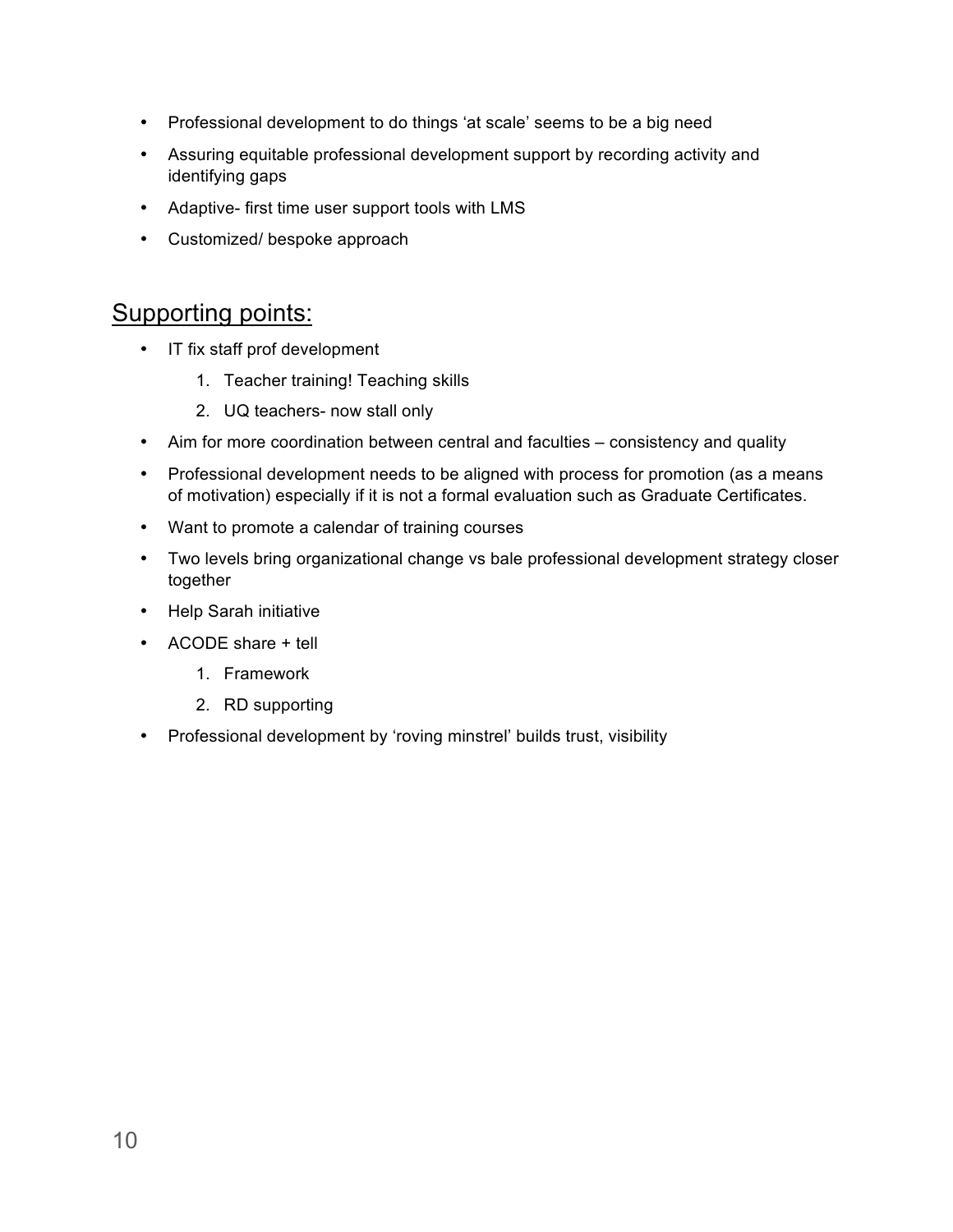- Professional development to do things 'at scale' seems to be a big need
- Assuring equitable professional development support by recording activity and identifying gaps
- Adaptive- first time user support tools with LMS
- Customized/ bespoke approach

## Supporting points:

- IT fix staff prof development
    1. Teacher training! Teaching skills
    2. UQ teachers- now stall only
- Aim for more coordination between central and faculties – consistency and quality
- Professional development needs to be aligned with process for promotion (as a means of motivation) especially if it is not a formal evaluation such as Graduate Certificates.
- Want to promote a calendar of training courses
- Two levels bring organizational change vs bale professional development strategy closer together
- Help Sarah initiative
- ACODE share + tell
    1. Framework
    2. RD supporting
- Professional development by 'roving minstrel' builds trust, visibility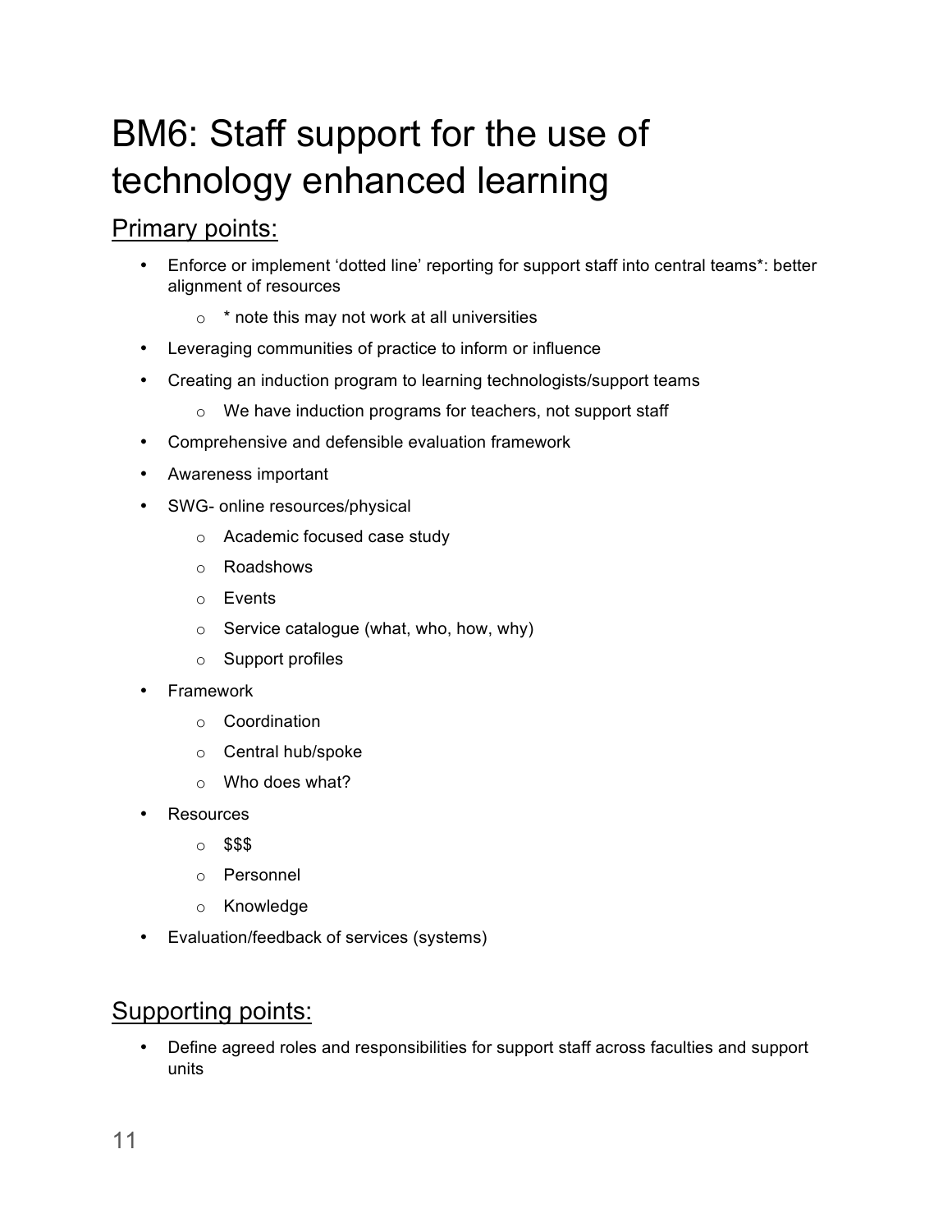# BM6: Staff support for the use of technology enhanced learning

## Primary points:

- Enforce or implement 'dotted line' reporting for support staff into central teams*: better alignment of resources
    - * note this may not work at all universities
- Leveraging communities of practice to inform or influence
- Creating an induction program to learning technologists/support teams
    - We have induction programs for teachers, not support staff
- Comprehensive and defensible evaluation framework
- Awareness important
- SWG- online resources/physical
    - Academic focused case study
    - Roadshows
    - Events
    - Service catalogue (what, who, how, why)
    - Support profiles
- Framework
    - Coordination
    - Central hub/spoke
    - Who does what?
- Resources
    - $$$
    - Personnel
    - Knowledge
- Evaluation/feedback of services (systems)

## Supporting points:

- Define agreed roles and responsibilities for support staff across faculties and support units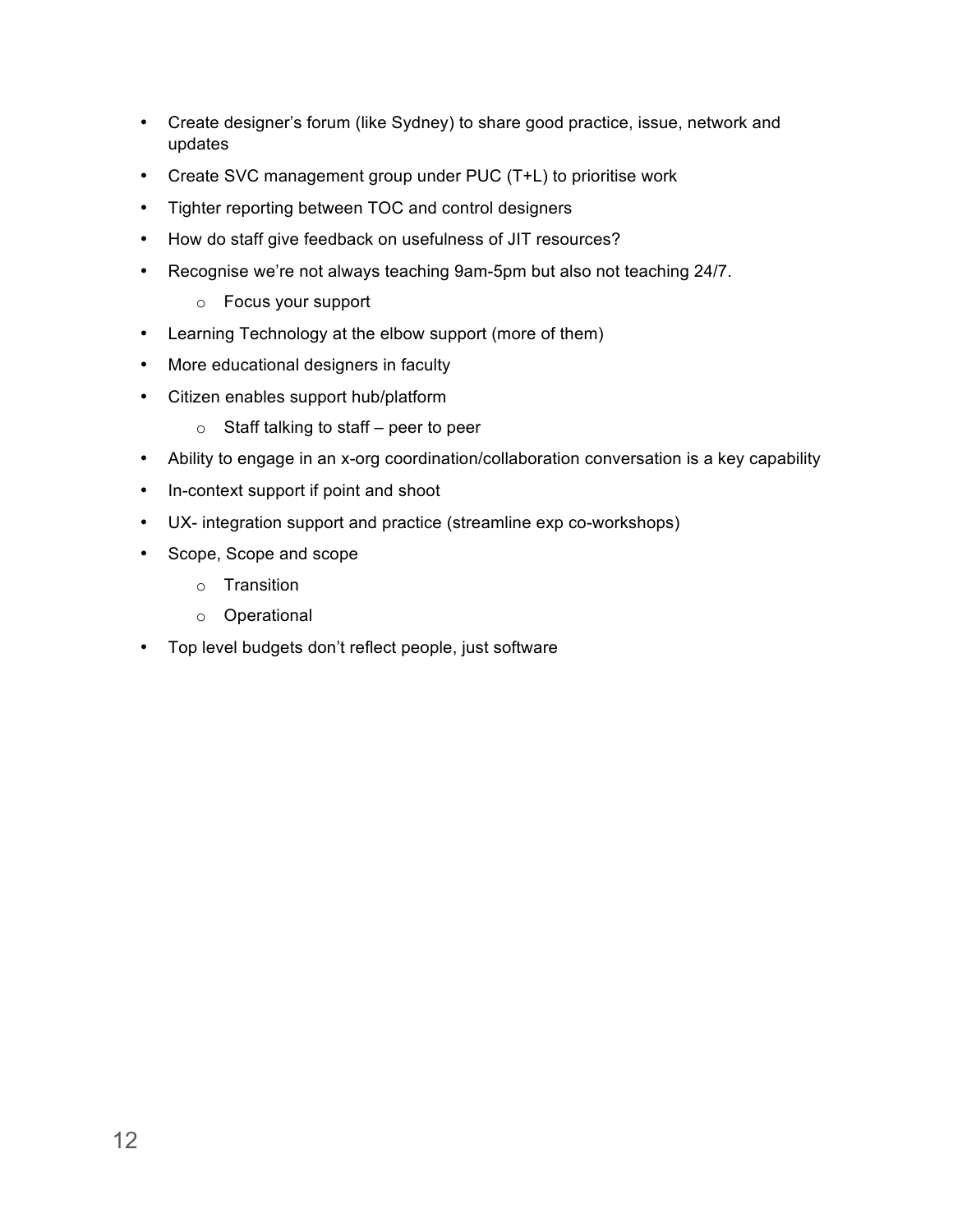- Create designer's forum (like Sydney) to share good practice, issue, network and updates
- Create SVC management group under PUC (T+L) to prioritise work
- Tighter reporting between TOC and control designers
- How do staff give feedback on usefulness of JIT resources?
- Recognise we're not always teaching 9am-5pm but also not teaching 24/7.
    - Focus your support
- Learning Technology at the elbow support (more of them)
- More educational designers in faculty
- Citizen enables support hub/platform
    - Staff talking to staff – peer to peer
- Ability to engage in an x-org coordination/collaboration conversation is a key capability
- In-context support if point and shoot
- UX- integration support and practice (streamline exp co-workshops)
- Scope, Scope and scope
    - Transition
    - Operational
- Top level budgets don't reflect people, just software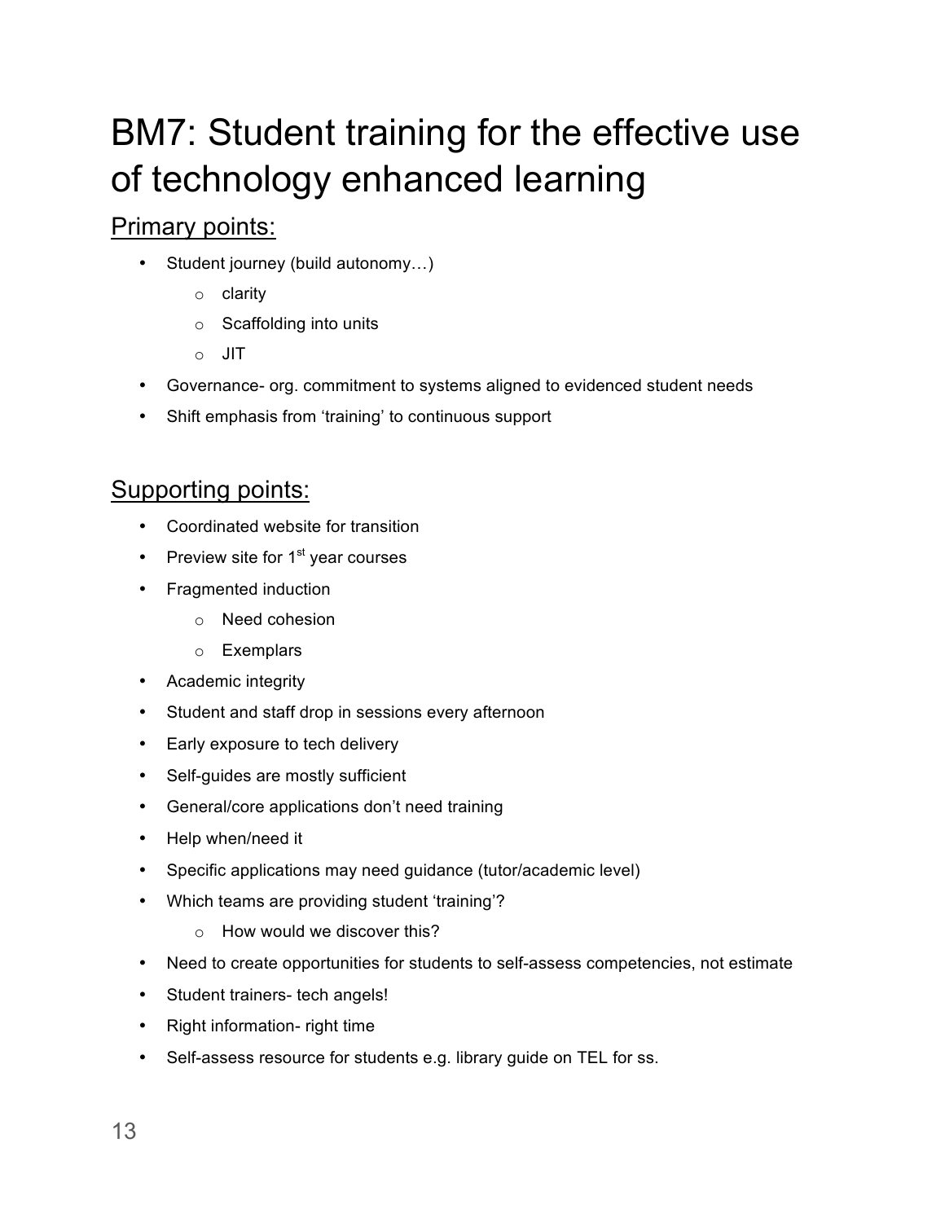# BM7: Student training for the effective use of technology enhanced learning

## Primary points:

- Student journey (build autonomy…)
  - clarity
  - Scaffolding into units
  - JIT
- Governance- org. commitment to systems aligned to evidenced student needs
- Shift emphasis from 'training' to continuous support

## Supporting points:

- Coordinated website for transition
- Preview site for 1st year courses
- Fragmented induction
  - Need cohesion
  - Exemplars
- Academic integrity
- Student and staff drop in sessions every afternoon
- Early exposure to tech delivery
- Self-guides are mostly sufficient
- General/core applications don't need training
- Help when/need it
- Specific applications may need guidance (tutor/academic level)
- Which teams are providing student 'training'?
  - How would we discover this?
- Need to create opportunities for students to self-assess competencies, not estimate
- Student trainers- tech angels!
- Right information- right time
- Self-assess resource for students e.g. library guide on TEL for ss.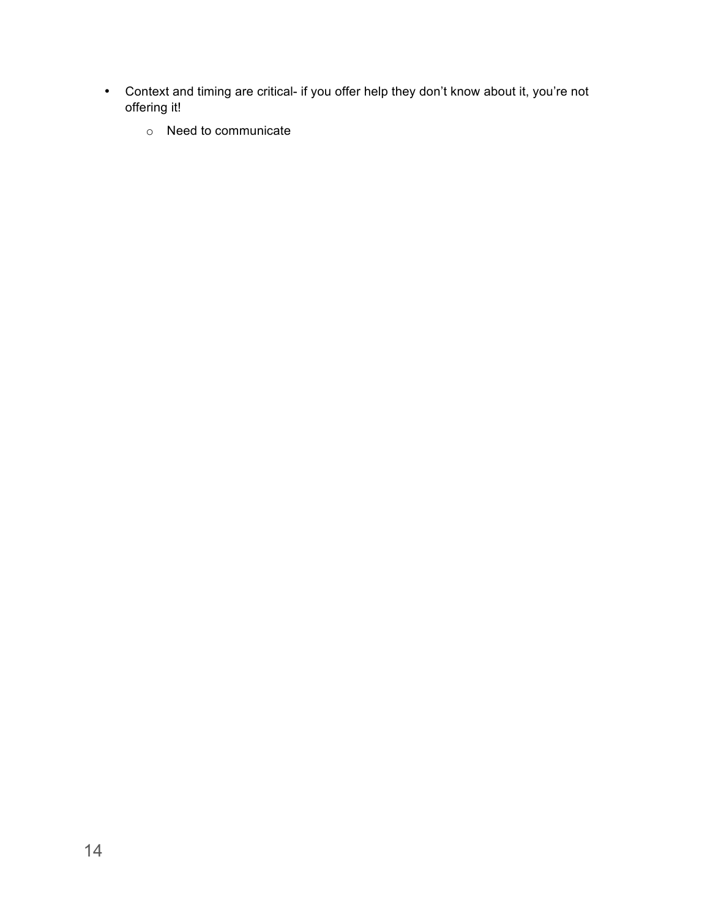- Context and timing are critical- if you offer help they don't know about it, you're not offering it!
  - Need to communicate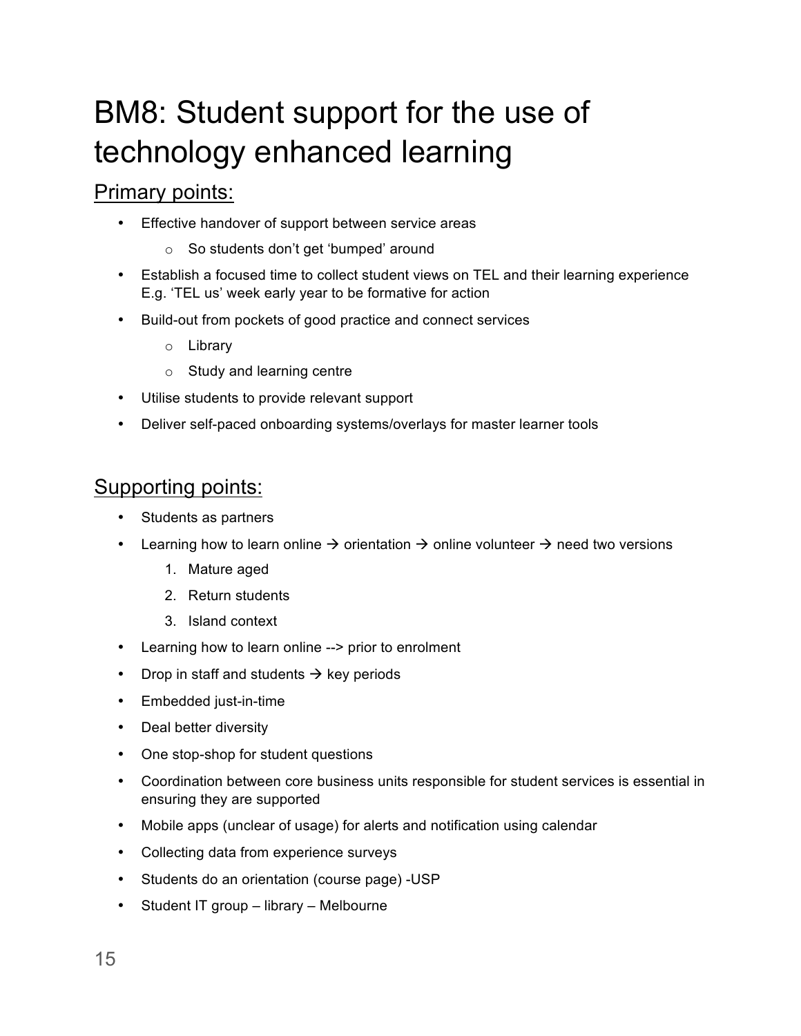# BM8: Student support for the use of technology enhanced learning

## Primary points:

- Effective handover of support between service areas
  - So students don't get 'bumped' around
- Establish a focused time to collect student views on TEL and their learning experience E.g. 'TEL us' week early year to be formative for action
- Build-out from pockets of good practice and connect services
  - Library
  - Study and learning centre
- Utilise students to provide relevant support
- Deliver self-paced onboarding systems/overlays for master learner tools

## Supporting points:

- Students as partners
- Learning how to learn online → orientation → online volunteer → need two versions
  1. Mature aged
  2. Return students
  3. Island context
- Learning how to learn online --> prior to enrolment
- Drop in staff and students → key periods
- Embedded just-in-time
- Deal better diversity
- One stop-shop for student questions
- Coordination between core business units responsible for student services is essential in ensuring they are supported
- Mobile apps (unclear of usage) for alerts and notification using calendar
- Collecting data from experience surveys
- Students do an orientation (course page) -USP
- Student IT group – library – Melbourne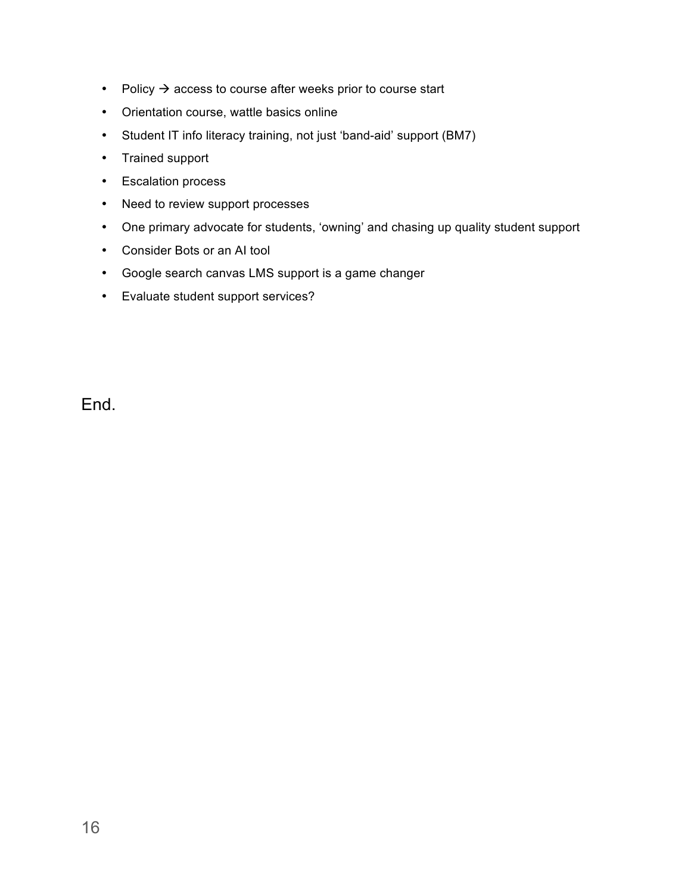- Policy → access to course after weeks prior to course start
- Orientation course, wattle basics online
- Student IT info literacy training, not just ‘band-aid’ support (BM7)
- Trained support
- Escalation process
- Need to review support processes
- One primary advocate for students, ‘owning’ and chasing up quality student support
- Consider Bots or an AI tool
- Google search canvas LMS support is a game changer
- Evaluate student support services?

End.